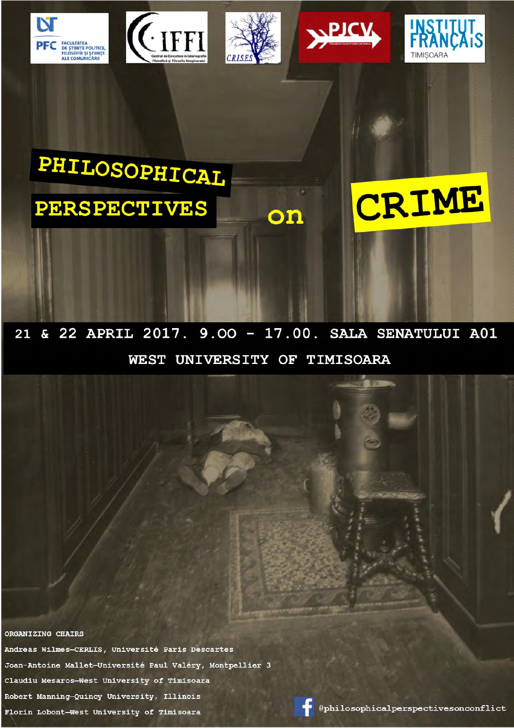# PHILOSOPHICAL PERSPECTIVES on CRIME

21 & 22 APRIL 2017. 9.00 - 17.00. SALA SENATULUI A01

WEST UNIVERSITY OF TIMISOARA

ORGANIZING CHAIRS

Andreas Wilmes—CERLIS, Université Paris Descartes

Joan-Antoine Mallet—Université Paul Valéry, Montpellier 3

Claudiu Mesaros—West University of Timisoara

Robert Manning—Quincy University, Illinois

Florin Lobont—West University of Timisoara

@philosophicalperspectivesonconflict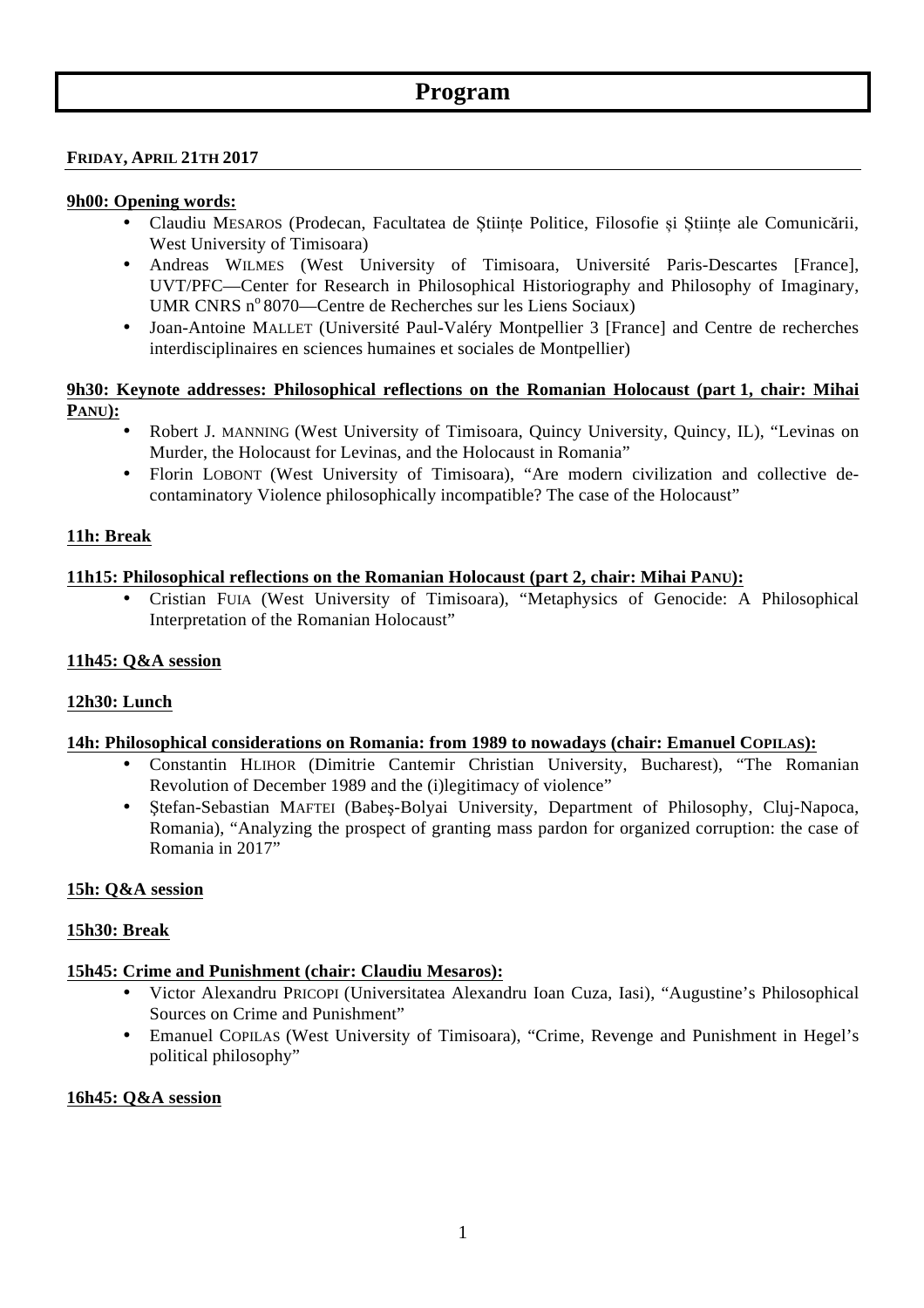# Program

**FRIDAY, APRIL 21TH 2017**

**9h00: Opening words:**

- Claudiu MESAROS (Prodecan, Facultatea de Științe Politice, Filosofie și Științe ale Comunicării, West University of Timisoara)
- Andreas WILMES (West University of Timisoara, Université Paris-Descartes [France], UVT/PFC—Center for Research in Philosophical Historiography and Philosophy of Imaginary, UMR CNRS n° 8070—Centre de Recherches sur les Liens Sociaux)
- Joan-Antoine MALLET (Université Paul-Valéry Montpellier 3 [France] and Centre de recherches interdisciplinaires en sciences humaines et sociales de Montpellier)

**9h30: Keynote addresses: Philosophical reflections on the Romanian Holocaust (part 1, chair: Mihai PANU):**

- Robert J. MANNING (West University of Timisoara, Quincy University, Quincy, IL), "Levinas on Murder, the Holocaust for Levinas, and the Holocaust in Romania"
- Florin LOBONT (West University of Timisoara), "Are modern civilization and collective de-contaminatory Violence philosophically incompatible? The case of the Holocaust"

**11h: Break**

**11h15: Philosophical reflections on the Romanian Holocaust (part 2, chair: Mihai PANU):**

- Cristian FUIA (West University of Timisoara), "Metaphysics of Genocide: A Philosophical Interpretation of the Romanian Holocaust"

**11h45: Q&A session**

**12h30: Lunch**

**14h: Philosophical considerations on Romania: from 1989 to nowadays (chair: Emanuel COPILAS):**

- Constantin HLIHOR (Dimitrie Cantemir Christian University, Bucharest), "The Romanian Revolution of December 1989 and the (i)legitimacy of violence"
- Ștefan-Sebastian MAFTEI (Babeș-Bolyai University, Department of Philosophy, Cluj-Napoca, Romania), "Analyzing the prospect of granting mass pardon for organized corruption: the case of Romania in 2017"

**15h: Q&A session**

**15h30: Break**

**15h45: Crime and Punishment (chair: Claudiu Mesaros):**

- Victor Alexandru PRICOPI (Universitatea Alexandru Ioan Cuza, Iasi), "Augustine's Philosophical Sources on Crime and Punishment"
- Emanuel COPILAS (West University of Timisoara), "Crime, Revenge and Punishment in Hegel's political philosophy"

**16h45: Q&A session**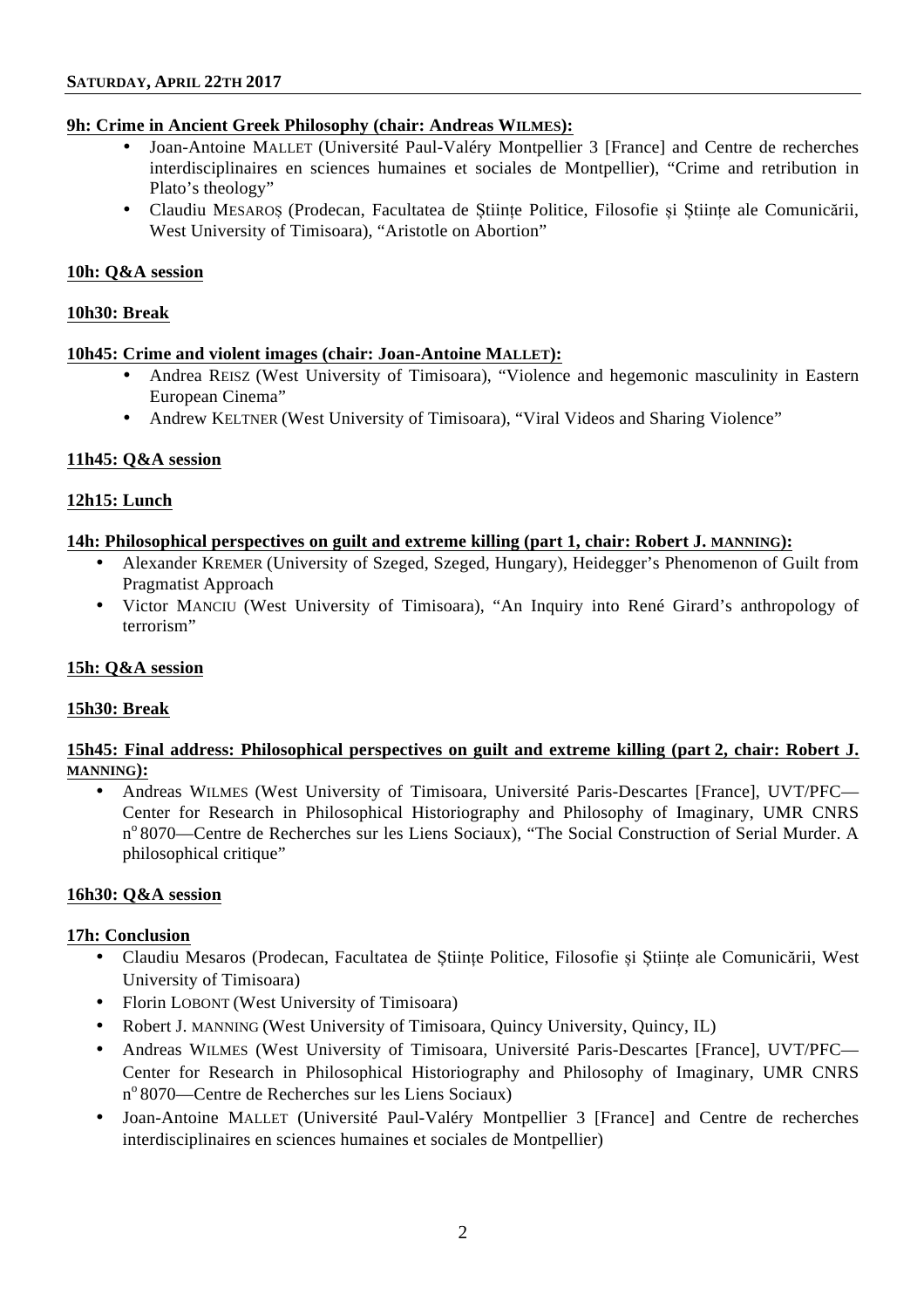**SATURDAY, APRIL 22TH 2017**

**9h: Crime in Ancient Greek Philosophy (chair: Andreas WILMES):**

- Joan-Antoine MALLET (Université Paul-Valéry Montpellier 3 [France] and Centre de recherches interdisciplinaires en sciences humaines et sociales de Montpellier), "Crime and retribution in Plato's theology"
- Claudiu MESAROȘ (Prodecan, Facultatea de Științe Politice, Filosofie și Științe ale Comunicării, West University of Timisoara), "Aristotle on Abortion"

**10h: Q&A session**

**10h30: Break**

**10h45: Crime and violent images (chair: Joan-Antoine MALLET):**

- Andrea REISZ (West University of Timisoara), "Violence and hegemonic masculinity in Eastern European Cinema"
- Andrew KELTNER (West University of Timisoara), "Viral Videos and Sharing Violence"

**11h45: Q&A session**

**12h15: Lunch**

**14h: Philosophical perspectives on guilt and extreme killing (part 1, chair: Robert J. MANNING):**

- Alexander KREMER (University of Szeged, Szeged, Hungary), Heidegger's Phenomenon of Guilt from Pragmatist Approach
- Victor MANCIU (West University of Timisoara), "An Inquiry into René Girard's anthropology of terrorism"

**15h: Q&A session**

**15h30: Break**

**15h45: Final address: Philosophical perspectives on guilt and extreme killing (part 2, chair: Robert J. MANNING):**

- Andreas WILMES (West University of Timisoara, Université Paris-Descartes [France], UVT/PFC—Center for Research in Philosophical Historiography and Philosophy of Imaginary, UMR CNRS n° 8070—Centre de Recherches sur les Liens Sociaux), "The Social Construction of Serial Murder. A philosophical critique"

**16h30: Q&A session**

**17h: Conclusion**

- Claudiu Mesaros (Prodecan, Facultatea de Științe Politice, Filosofie și Științe ale Comunicării, West University of Timisoara)
- Florin LOBONT (West University of Timisoara)
- Robert J. MANNING (West University of Timisoara, Quincy University, Quincy, IL)
- Andreas WILMES (West University of Timisoara, Université Paris-Descartes [France], UVT/PFC—Center for Research in Philosophical Historiography and Philosophy of Imaginary, UMR CNRS n° 8070—Centre de Recherches sur les Liens Sociaux)
- Joan-Antoine MALLET (Université Paul-Valéry Montpellier 3 [France] and Centre de recherches interdisciplinaires en sciences humaines et sociales de Montpellier)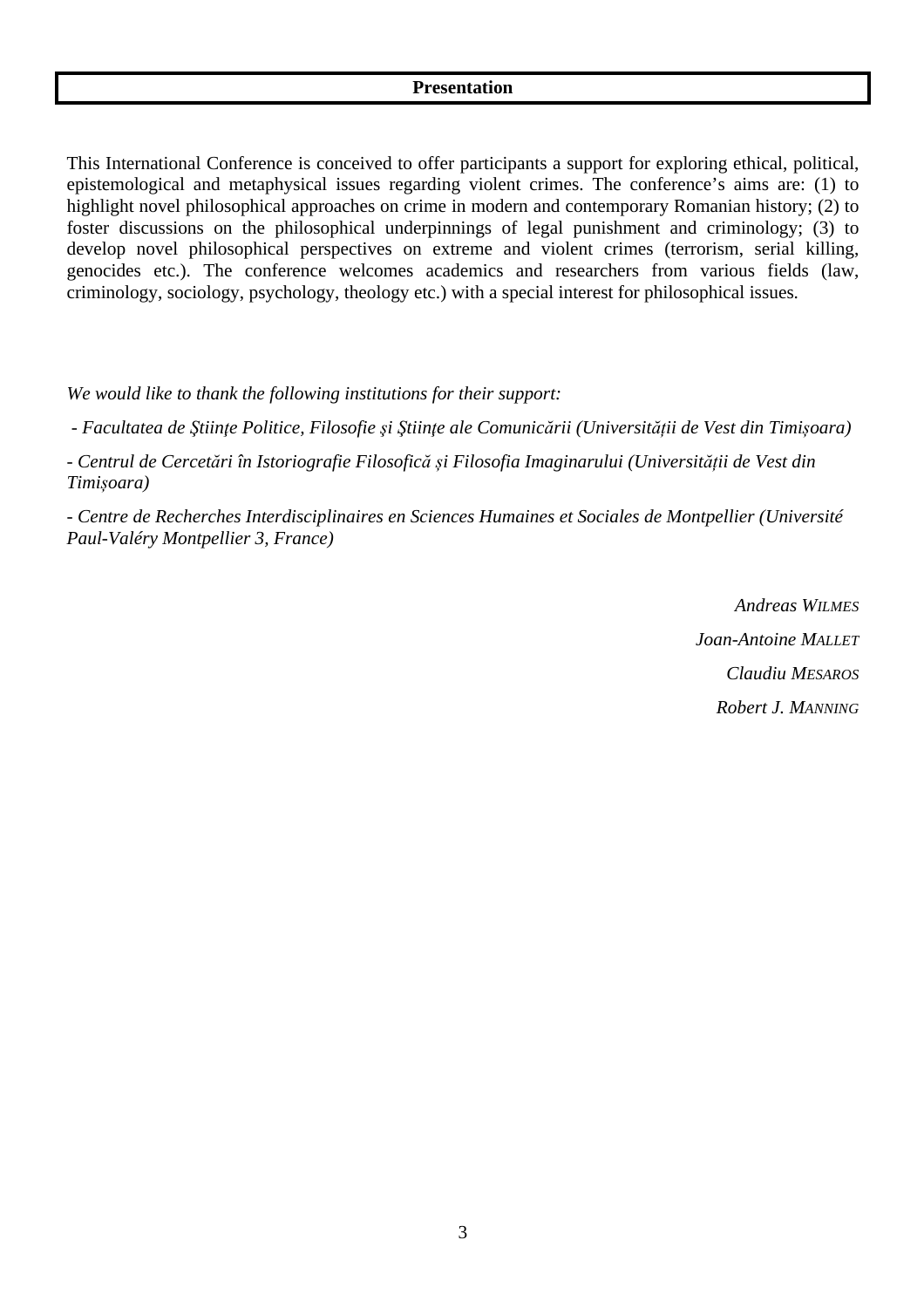## Presentation

This International Conference is conceived to offer participants a support for exploring ethical, political, epistemological and metaphysical issues regarding violent crimes. The conference's aims are: (1) to highlight novel philosophical approaches on crime in modern and contemporary Romanian history; (2) to foster discussions on the philosophical underpinnings of legal punishment and criminology; (3) to develop novel philosophical perspectives on extreme and violent crimes (terrorism, serial killing, genocides etc.). The conference welcomes academics and researchers from various fields (law, criminology, sociology, psychology, theology etc.) with a special interest for philosophical issues.

*We would like to thank the following institutions for their support:*

*- Facultatea de Ştiinţe Politice, Filosofie şi Ştiinţe ale Comunicării (Universității de Vest din Timișoara)*

*- Centrul de Cercetări în Istoriografie Filosofică și Filosofia Imaginarului (Universității de Vest din Timișoara)*

*- Centre de Recherches Interdisciplinaires en Sciences Humaines et Sociales de Montpellier (Université Paul-Valéry Montpellier 3, France)*

*Andreas WILMES*

*Joan-Antoine MALLET*

*Claudiu MESAROS*

*Robert J. MANNING*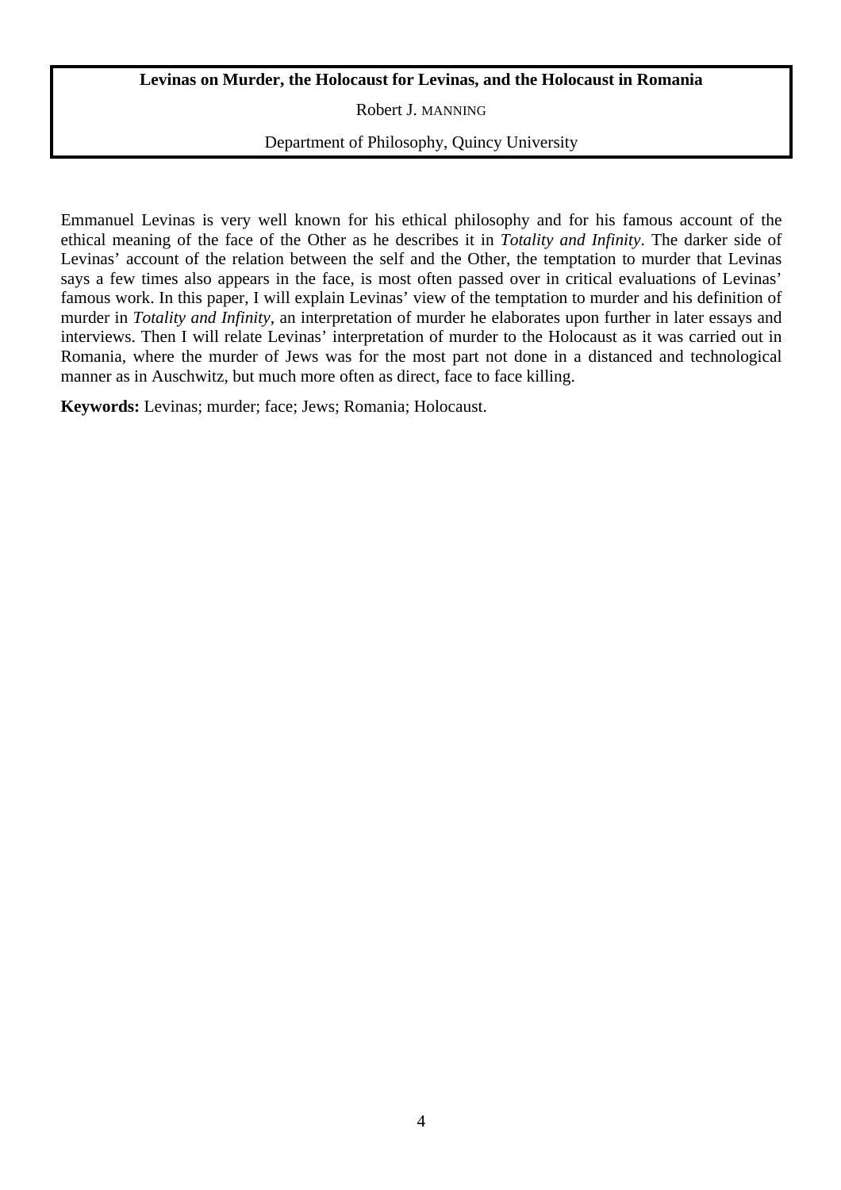**Levinas on Murder, the Holocaust for Levinas, and the Holocaust in Romania**

Robert J. MANNING

Department of Philosophy, Quincy University

Emmanuel Levinas is very well known for his ethical philosophy and for his famous account of the ethical meaning of the face of the Other as he describes it in *Totality and Infinity*. The darker side of Levinas' account of the relation between the self and the Other, the temptation to murder that Levinas says a few times also appears in the face, is most often passed over in critical evaluations of Levinas' famous work. In this paper, I will explain Levinas' view of the temptation to murder and his definition of murder in *Totality and Infinity*, an interpretation of murder he elaborates upon further in later essays and interviews. Then I will relate Levinas' interpretation of murder to the Holocaust as it was carried out in Romania, where the murder of Jews was for the most part not done in a distanced and technological manner as in Auschwitz, but much more often as direct, face to face killing.

**Keywords:** Levinas; murder; face; Jews; Romania; Holocaust.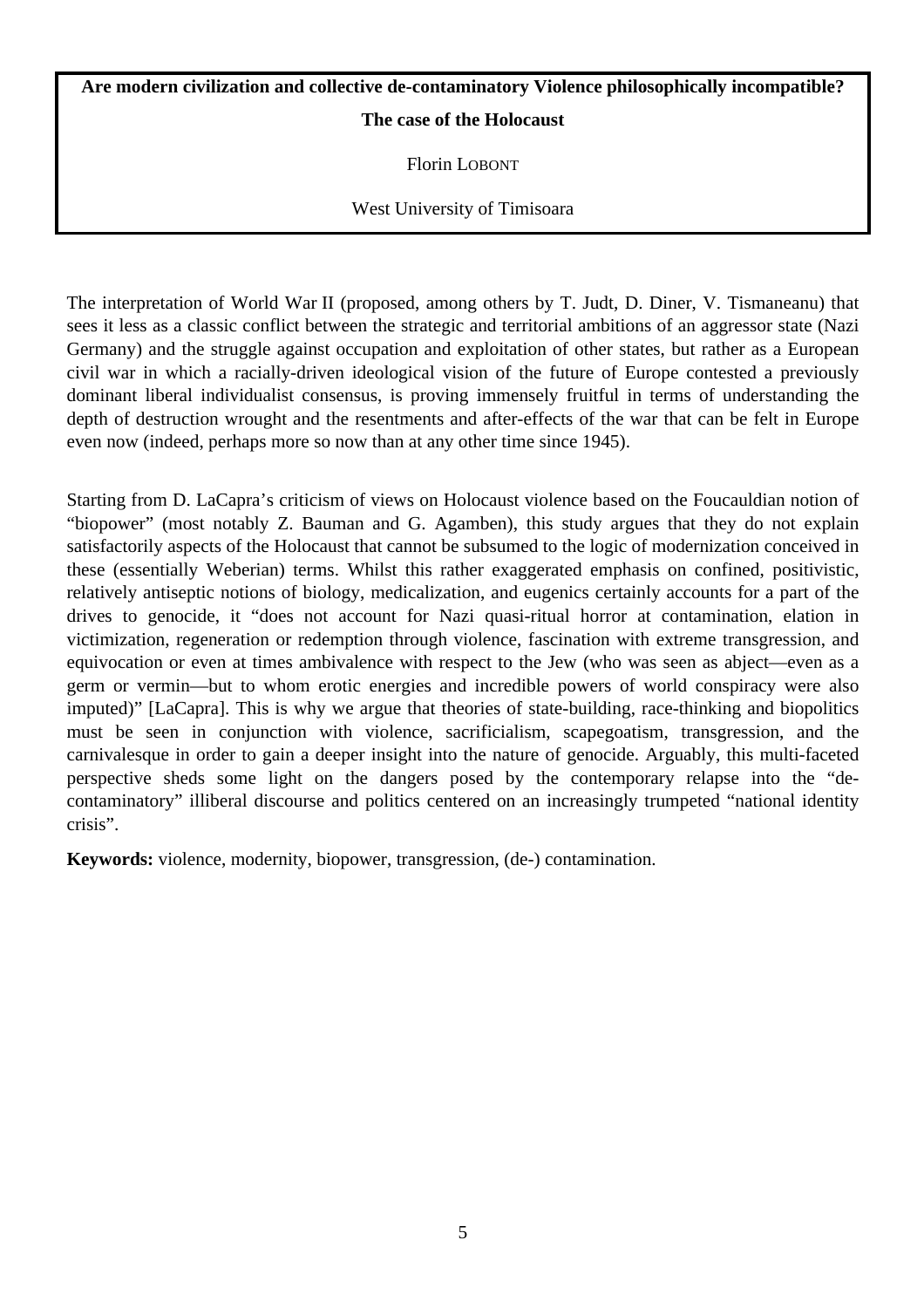**Are modern civilization and collective de-contaminatory Violence philosophically incompatible?**

**The case of the Holocaust**

Florin LOBONT

West University of Timisoara

The interpretation of World War II (proposed, among others by T. Judt, D. Diner, V. Tismaneanu) that sees it less as a classic conflict between the strategic and territorial ambitions of an aggressor state (Nazi Germany) and the struggle against occupation and exploitation of other states, but rather as a European civil war in which a racially-driven ideological vision of the future of Europe contested a previously dominant liberal individualist consensus, is proving immensely fruitful in terms of understanding the depth of destruction wrought and the resentments and after-effects of the war that can be felt in Europe even now (indeed, perhaps more so now than at any other time since 1945).

Starting from D. LaCapra's criticism of views on Holocaust violence based on the Foucauldian notion of "biopower" (most notably Z. Bauman and G. Agamben), this study argues that they do not explain satisfactorily aspects of the Holocaust that cannot be subsumed to the logic of modernization conceived in these (essentially Weberian) terms. Whilst this rather exaggerated emphasis on confined, positivistic, relatively antiseptic notions of biology, medicalization, and eugenics certainly accounts for a part of the drives to genocide, it "does not account for Nazi quasi-ritual horror at contamination, elation in victimization, regeneration or redemption through violence, fascination with extreme transgression, and equivocation or even at times ambivalence with respect to the Jew (who was seen as abject—even as a germ or vermin—but to whom erotic energies and incredible powers of world conspiracy were also imputed)" [LaCapra]. This is why we argue that theories of state-building, race-thinking and biopolitics must be seen in conjunction with violence, sacrificialism, scapegoatism, transgression, and the carnivalesque in order to gain a deeper insight into the nature of genocide. Arguably, this multi-faceted perspective sheds some light on the dangers posed by the contemporary relapse into the "de-contaminatory" illiberal discourse and politics centered on an increasingly trumpeted "national identity crisis".

**Keywords:** violence, modernity, biopower, transgression, (de-) contamination.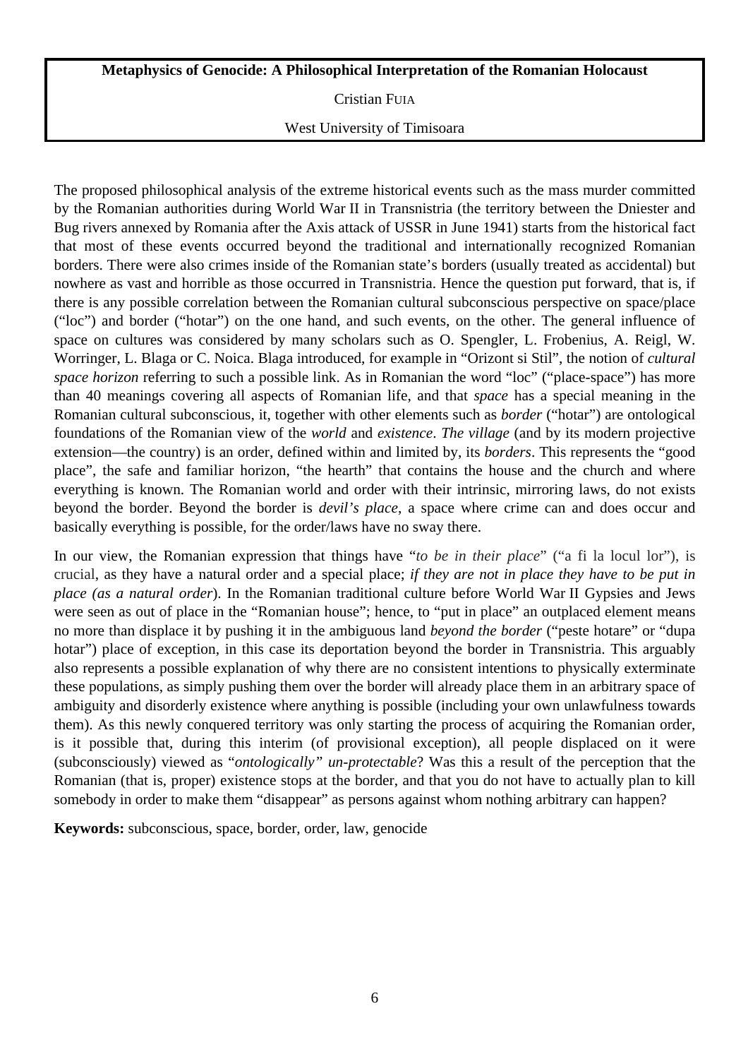**Metaphysics of Genocide: A Philosophical Interpretation of the Romanian Holocaust**

Cristian FUIA

West University of Timisoara

The proposed philosophical analysis of the extreme historical events such as the mass murder committed by the Romanian authorities during World War II in Transnistria (the territory between the Dniester and Bug rivers annexed by Romania after the Axis attack of USSR in June 1941) starts from the historical fact that most of these events occurred beyond the traditional and internationally recognized Romanian borders. There were also crimes inside of the Romanian state's borders (usually treated as accidental) but nowhere as vast and horrible as those occurred in Transnistria. Hence the question put forward, that is, if there is any possible correlation between the Romanian cultural subconscious perspective on space/place ("loc") and border ("hotar") on the one hand, and such events, on the other. The general influence of space on cultures was considered by many scholars such as O. Spengler, L. Frobenius, A. Reigl, W. Worringer, L. Blaga or C. Noica. Blaga introduced, for example in "Orizont si Stil", the notion of *cultural space horizon* referring to such a possible link. As in Romanian the word "loc" ("place-space") has more than 40 meanings covering all aspects of Romanian life, and that *space* has a special meaning in the Romanian cultural subconscious, it, together with other elements such as *border* ("hotar") are ontological foundations of the Romanian view of the *world* and *existence*. *The village* (and by its modern projective extension—the country) is an order, defined within and limited by, its *borders*. This represents the "good place", the safe and familiar horizon, "the hearth" that contains the house and the church and where everything is known. The Romanian world and order with their intrinsic, mirroring laws, do not exists beyond the border. Beyond the border is *devil's place*, a space where crime can and does occur and basically everything is possible, for the order/laws have no sway there.

In our view, the Romanian expression that things have "*to be in their place*" ("a fi la locul lor"), is crucial, as they have a natural order and a special place; *if they are not in place they have to be put in place (as a natural order*). In the Romanian traditional culture before World War II Gypsies and Jews were seen as out of place in the "Romanian house"; hence, to "put in place" an outplaced element means no more than displace it by pushing it in the ambiguous land *beyond the border* ("peste hotare" or "dupa hotar") place of exception, in this case its deportation beyond the border in Transnistria. This arguably also represents a possible explanation of why there are no consistent intentions to physically exterminate these populations, as simply pushing them over the border will already place them in an arbitrary space of ambiguity and disorderly existence where anything is possible (including your own unlawfulness towards them). As this newly conquered territory was only starting the process of acquiring the Romanian order, is it possible that, during this interim (of provisional exception), all people displaced on it were (subconsciously) viewed as "*ontologically" un-protectable*? Was this a result of the perception that the Romanian (that is, proper) existence stops at the border, and that you do not have to actually plan to kill somebody in order to make them "disappear" as persons against whom nothing arbitrary can happen?

**Keywords:** subconscious, space, border, order, law, genocide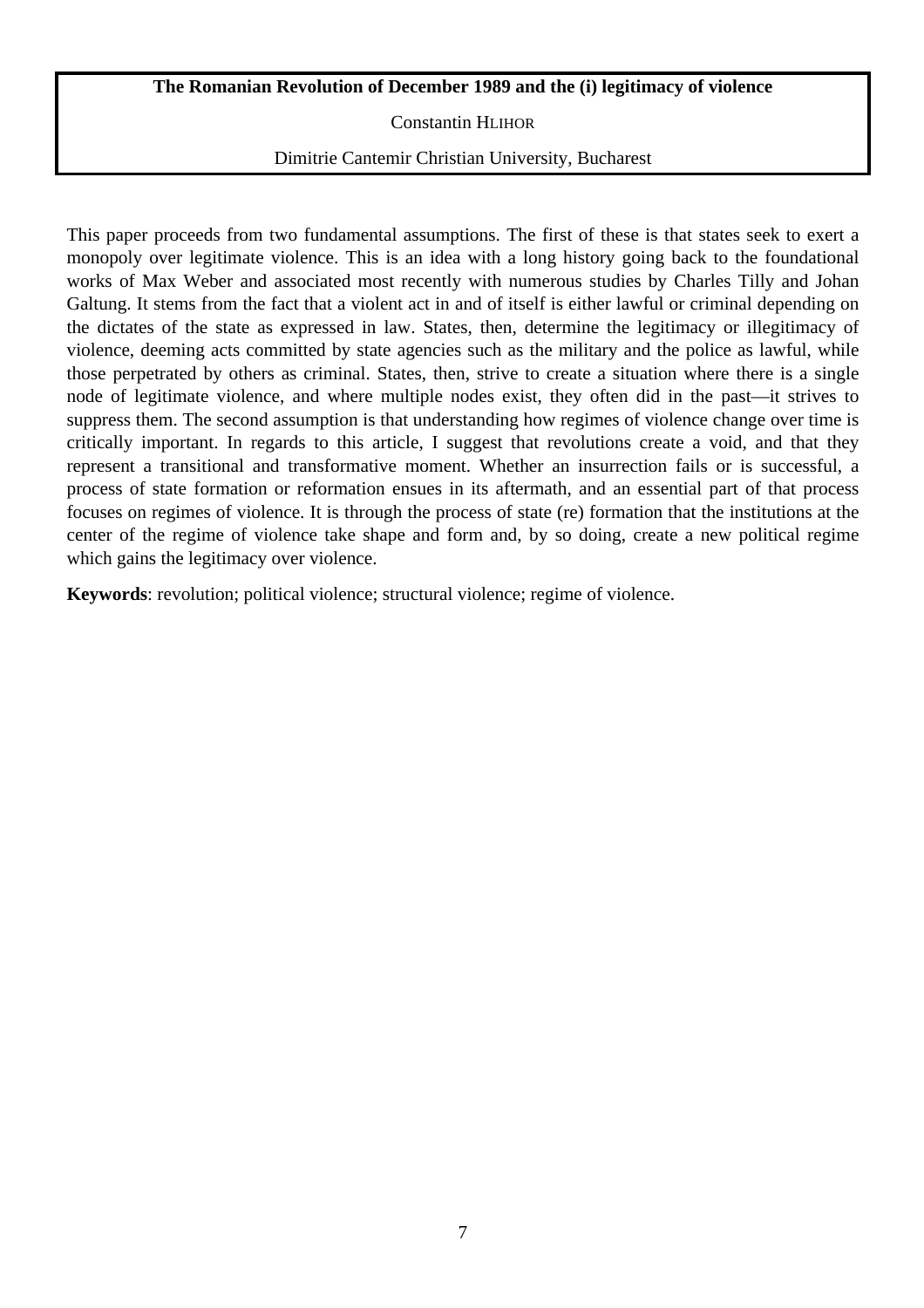**The Romanian Revolution of December 1989 and the (i) legitimacy of violence**

Constantin HLIHOR

Dimitrie Cantemir Christian University, Bucharest

This paper proceeds from two fundamental assumptions. The first of these is that states seek to exert a monopoly over legitimate violence. This is an idea with a long history going back to the foundational works of Max Weber and associated most recently with numerous studies by Charles Tilly and Johan Galtung. It stems from the fact that a violent act in and of itself is either lawful or criminal depending on the dictates of the state as expressed in law. States, then, determine the legitimacy or illegitimacy of violence, deeming acts committed by state agencies such as the military and the police as lawful, while those perpetrated by others as criminal. States, then, strive to create a situation where there is a single node of legitimate violence, and where multiple nodes exist, they often did in the past—it strives to suppress them. The second assumption is that understanding how regimes of violence change over time is critically important. In regards to this article, I suggest that revolutions create a void, and that they represent a transitional and transformative moment. Whether an insurrection fails or is successful, a process of state formation or reformation ensues in its aftermath, and an essential part of that process focuses on regimes of violence. It is through the process of state (re) formation that the institutions at the center of the regime of violence take shape and form and, by so doing, create a new political regime which gains the legitimacy over violence.

**Keywords**: revolution; political violence; structural violence; regime of violence.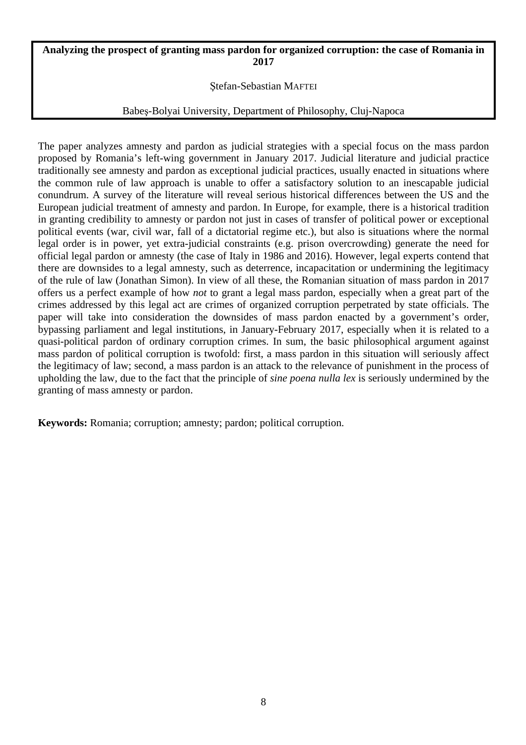**Analyzing the prospect of granting mass pardon for organized corruption: the case of Romania in 2017**

Ştefan-Sebastian MAFTEI

Babeş-Bolyai University, Department of Philosophy, Cluj-Napoca

The paper analyzes amnesty and pardon as judicial strategies with a special focus on the mass pardon proposed by Romania's left-wing government in January 2017. Judicial literature and judicial practice traditionally see amnesty and pardon as exceptional judicial practices, usually enacted in situations where the common rule of law approach is unable to offer a satisfactory solution to an inescapable judicial conundrum. A survey of the literature will reveal serious historical differences between the US and the European judicial treatment of amnesty and pardon. In Europe, for example, there is a historical tradition in granting credibility to amnesty or pardon not just in cases of transfer of political power or exceptional political events (war, civil war, fall of a dictatorial regime etc.), but also is situations where the normal legal order is in power, yet extra-judicial constraints (e.g. prison overcrowding) generate the need for official legal pardon or amnesty (the case of Italy in 1986 and 2016). However, legal experts contend that there are downsides to a legal amnesty, such as deterrence, incapacitation or undermining the legitimacy of the rule of law (Jonathan Simon). In view of all these, the Romanian situation of mass pardon in 2017 offers us a perfect example of how *not* to grant a legal mass pardon, especially when a great part of the crimes addressed by this legal act are crimes of organized corruption perpetrated by state officials. The paper will take into consideration the downsides of mass pardon enacted by a government's order, bypassing parliament and legal institutions, in January-February 2017, especially when it is related to a quasi-political pardon of ordinary corruption crimes. In sum, the basic philosophical argument against mass pardon of political corruption is twofold: first, a mass pardon in this situation will seriously affect the legitimacy of law; second, a mass pardon is an attack to the relevance of punishment in the process of upholding the law, due to the fact that the principle of *sine poena nulla lex* is seriously undermined by the granting of mass amnesty or pardon.

**Keywords:** Romania; corruption; amnesty; pardon; political corruption.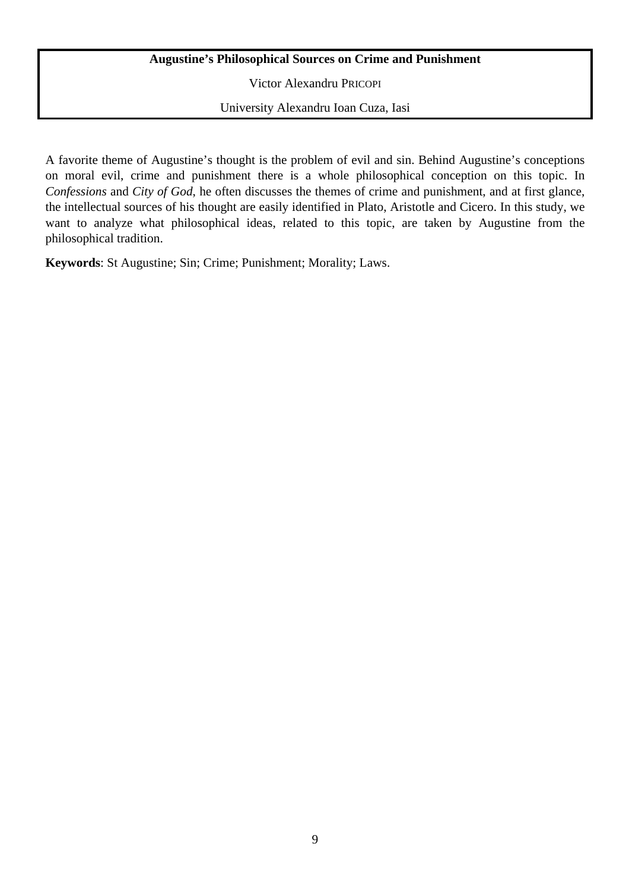**Augustine's Philosophical Sources on Crime and Punishment**

Victor Alexandru PRICOPI

University Alexandru Ioan Cuza, Iasi

A favorite theme of Augustine's thought is the problem of evil and sin. Behind Augustine's conceptions on moral evil, crime and punishment there is a whole philosophical conception on this topic. In *Confessions* and *City of God*, he often discusses the themes of crime and punishment, and at first glance, the intellectual sources of his thought are easily identified in Plato, Aristotle and Cicero. In this study, we want to analyze what philosophical ideas, related to this topic, are taken by Augustine from the philosophical tradition.

**Keywords**: St Augustine; Sin; Crime; Punishment; Morality; Laws.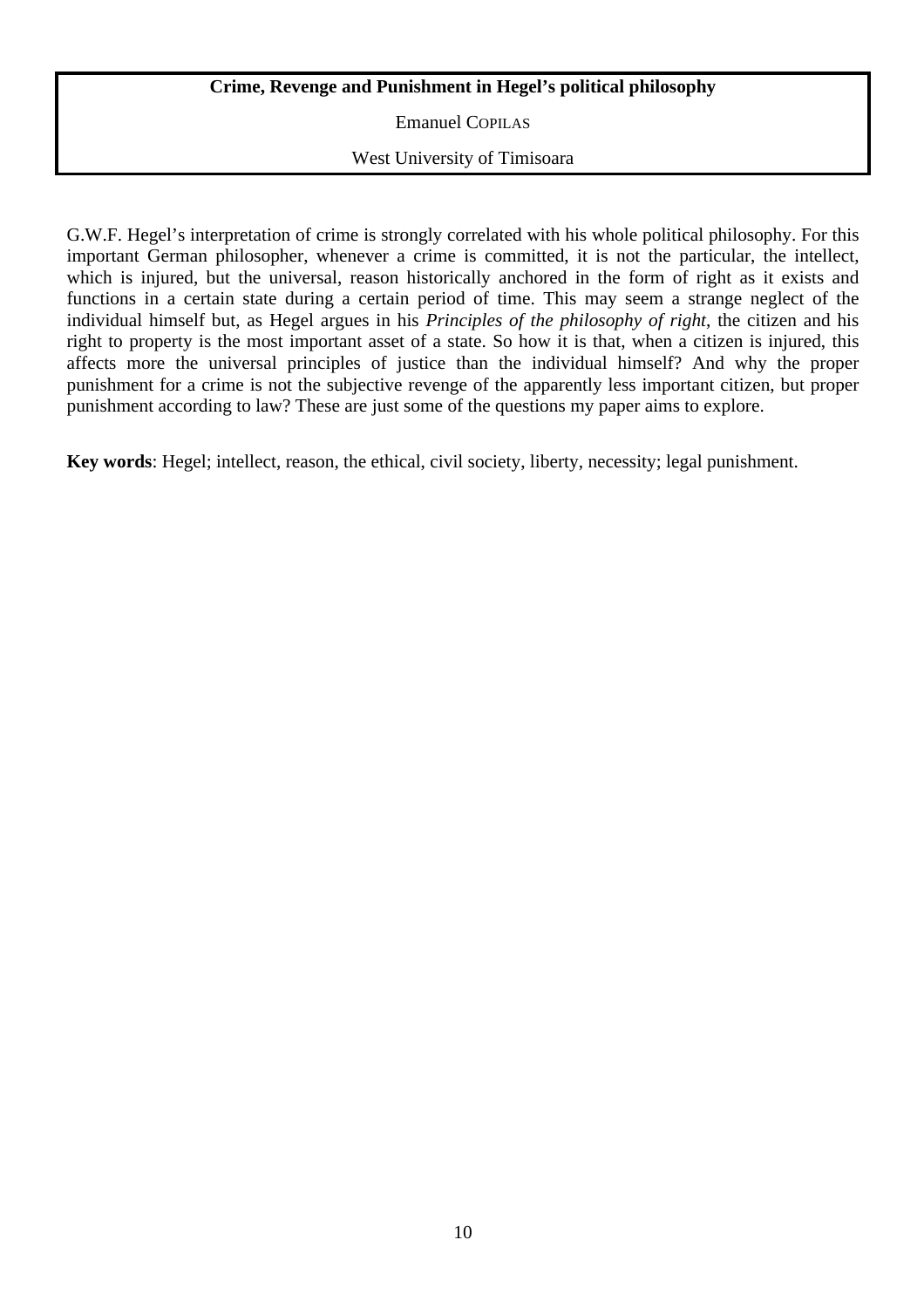**Crime, Revenge and Punishment in Hegel's political philosophy**

Emanuel COPILAS

West University of Timisoara

G.W.F. Hegel's interpretation of crime is strongly correlated with his whole political philosophy. For this important German philosopher, whenever a crime is committed, it is not the particular, the intellect, which is injured, but the universal, reason historically anchored in the form of right as it exists and functions in a certain state during a certain period of time. This may seem a strange neglect of the individual himself but, as Hegel argues in his *Principles of the philosophy of right*, the citizen and his right to property is the most important asset of a state. So how it is that, when a citizen is injured, this affects more the universal principles of justice than the individual himself? And why the proper punishment for a crime is not the subjective revenge of the apparently less important citizen, but proper punishment according to law? These are just some of the questions my paper aims to explore.

**Key words**: Hegel; intellect, reason, the ethical, civil society, liberty, necessity; legal punishment.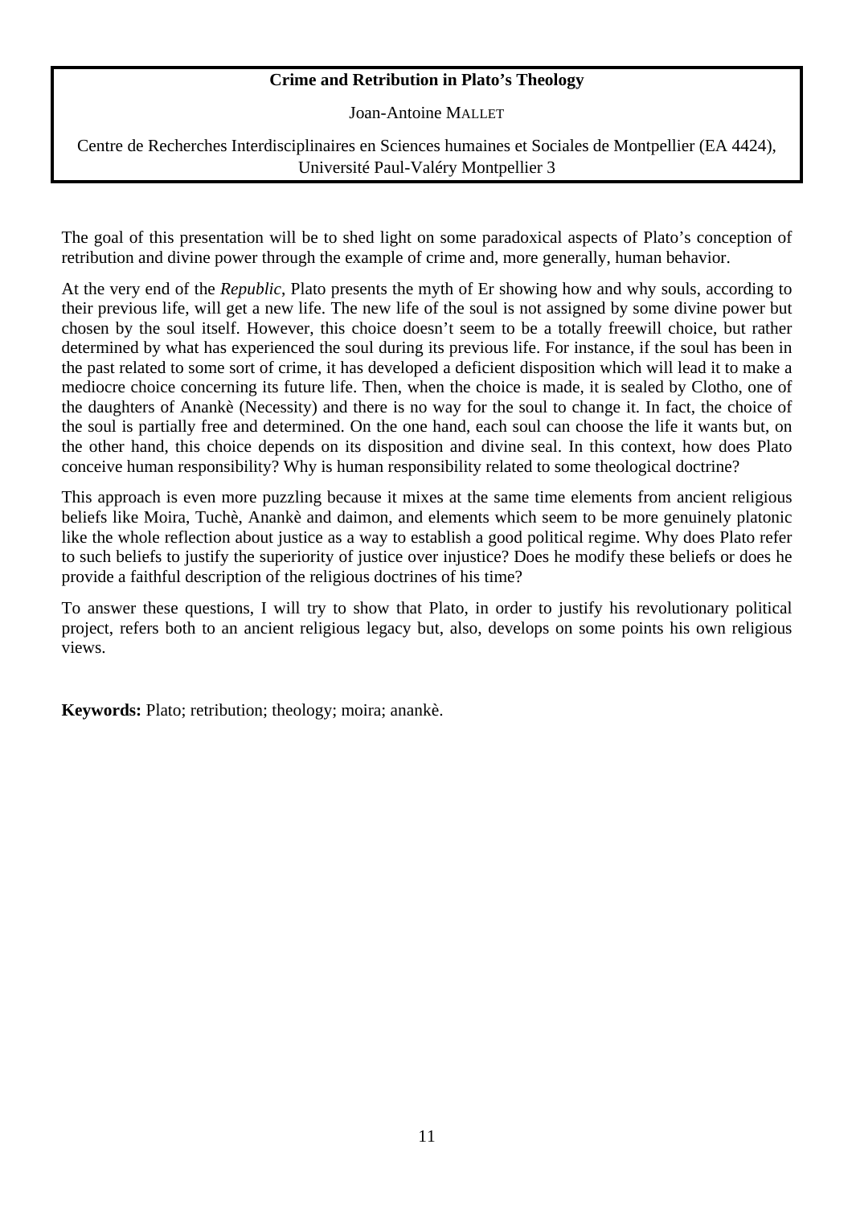**Crime and Retribution in Plato's Theology**

Joan-Antoine MALLET

Centre de Recherches Interdisciplinaires en Sciences humaines et Sociales de Montpellier (EA 4424), Université Paul-Valéry Montpellier 3

The goal of this presentation will be to shed light on some paradoxical aspects of Plato's conception of retribution and divine power through the example of crime and, more generally, human behavior.

At the very end of the *Republic*, Plato presents the myth of Er showing how and why souls, according to their previous life, will get a new life. The new life of the soul is not assigned by some divine power but chosen by the soul itself. However, this choice doesn't seem to be a totally freewill choice, but rather determined by what has experienced the soul during its previous life. For instance, if the soul has been in the past related to some sort of crime, it has developed a deficient disposition which will lead it to make a mediocre choice concerning its future life. Then, when the choice is made, it is sealed by Clotho, one of the daughters of Anankè (Necessity) and there is no way for the soul to change it. In fact, the choice of the soul is partially free and determined. On the one hand, each soul can choose the life it wants but, on the other hand, this choice depends on its disposition and divine seal. In this context, how does Plato conceive human responsibility? Why is human responsibility related to some theological doctrine?

This approach is even more puzzling because it mixes at the same time elements from ancient religious beliefs like Moira, Tuchè, Anankè and daimon, and elements which seem to be more genuinely platonic like the whole reflection about justice as a way to establish a good political regime. Why does Plato refer to such beliefs to justify the superiority of justice over injustice? Does he modify these beliefs or does he provide a faithful description of the religious doctrines of his time?

To answer these questions, I will try to show that Plato, in order to justify his revolutionary political project, refers both to an ancient religious legacy but, also, develops on some points his own religious views.

**Keywords:** Plato; retribution; theology; moira; anankè.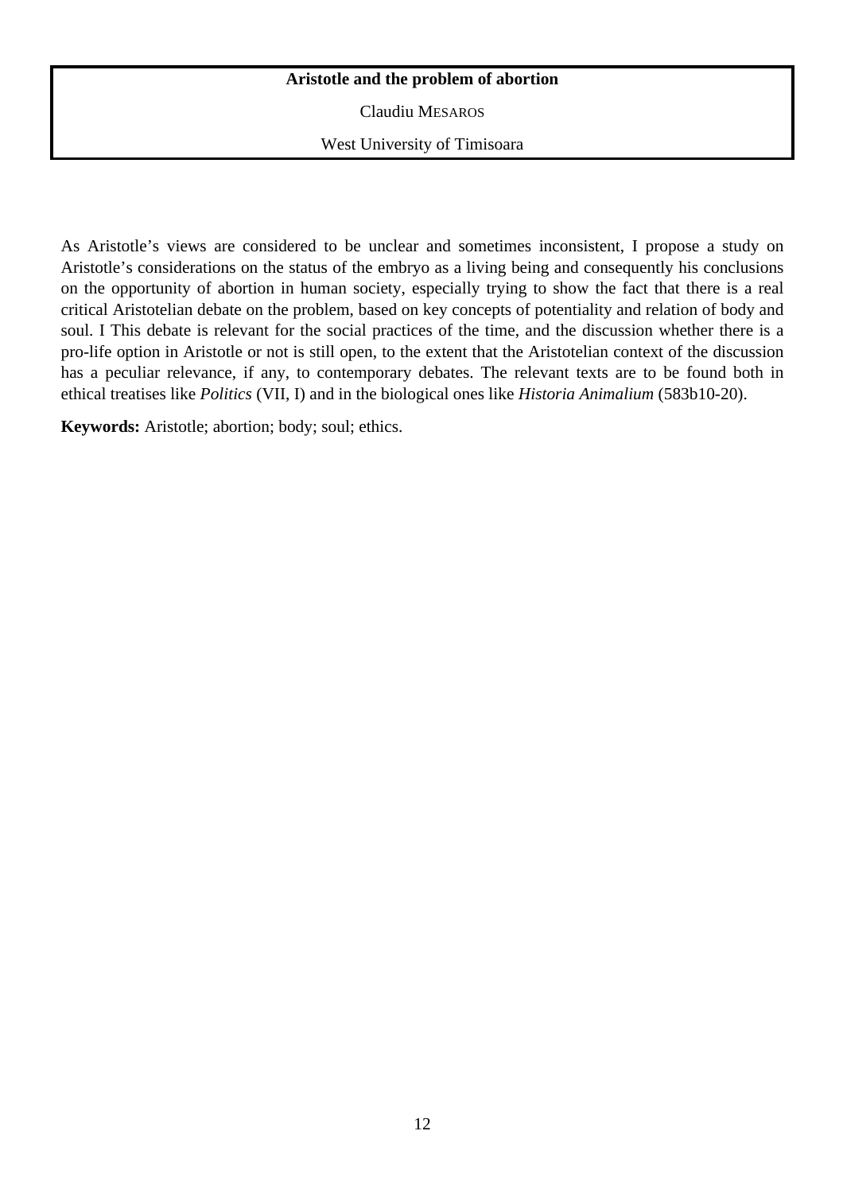**Aristotle and the problem of abortion**

Claudiu MESAROS

West University of Timisoara

As Aristotle's views are considered to be unclear and sometimes inconsistent, I propose a study on Aristotle's considerations on the status of the embryo as a living being and consequently his conclusions on the opportunity of abortion in human society, especially trying to show the fact that there is a real critical Aristotelian debate on the problem, based on key concepts of potentiality and relation of body and soul. I This debate is relevant for the social practices of the time, and the discussion whether there is a pro-life option in Aristotle or not is still open, to the extent that the Aristotelian context of the discussion has a peculiar relevance, if any, to contemporary debates. The relevant texts are to be found both in ethical treatises like *Politics* (VII, I) and in the biological ones like *Historia Animalium* (583b10-20).

**Keywords:** Aristotle; abortion; body; soul; ethics.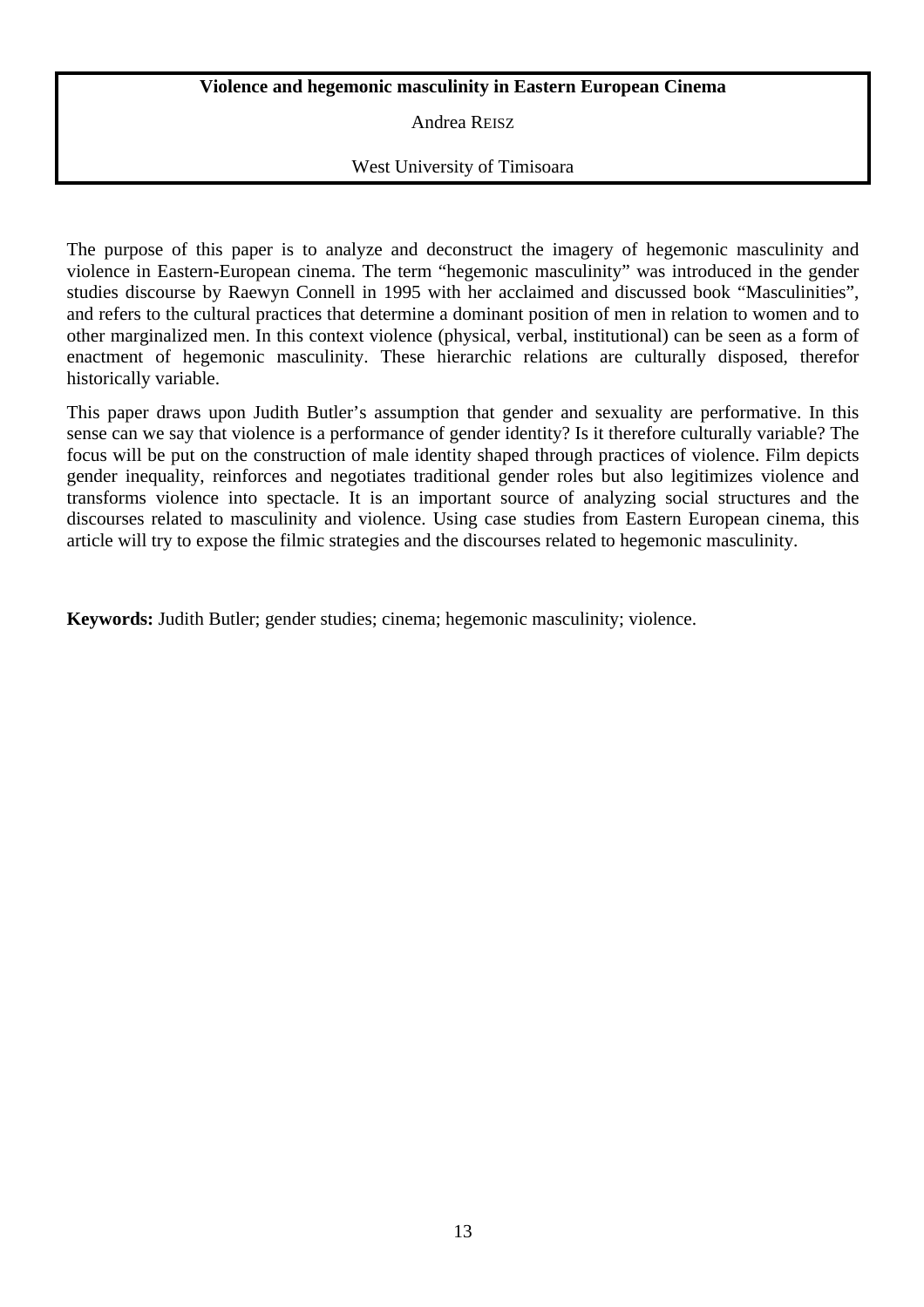**Violence and hegemonic masculinity in Eastern European Cinema**

Andrea REISZ

West University of Timisoara

The purpose of this paper is to analyze and deconstruct the imagery of hegemonic masculinity and violence in Eastern-European cinema. The term "hegemonic masculinity" was introduced in the gender studies discourse by Raewyn Connell in 1995 with her acclaimed and discussed book "Masculinities", and refers to the cultural practices that determine a dominant position of men in relation to women and to other marginalized men. In this context violence (physical, verbal, institutional) can be seen as a form of enactment of hegemonic masculinity. These hierarchic relations are culturally disposed, therefor historically variable.

This paper draws upon Judith Butler's assumption that gender and sexuality are performative. In this sense can we say that violence is a performance of gender identity? Is it therefore culturally variable? The focus will be put on the construction of male identity shaped through practices of violence. Film depicts gender inequality, reinforces and negotiates traditional gender roles but also legitimizes violence and transforms violence into spectacle. It is an important source of analyzing social structures and the discourses related to masculinity and violence. Using case studies from Eastern European cinema, this article will try to expose the filmic strategies and the discourses related to hegemonic masculinity.

**Keywords:** Judith Butler; gender studies; cinema; hegemonic masculinity; violence.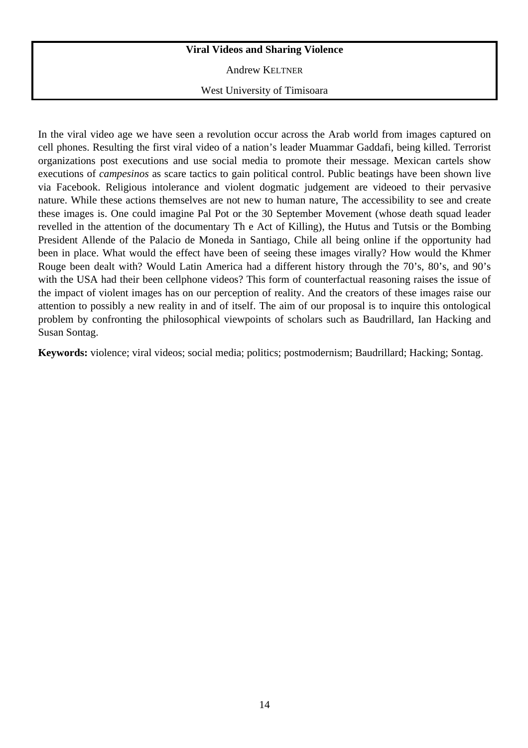**Viral Videos and Sharing Violence**

Andrew KELTNER

West University of Timisoara

In the viral video age we have seen a revolution occur across the Arab world from images captured on cell phones. Resulting the first viral video of a nation's leader Muammar Gaddafi, being killed. Terrorist organizations post executions and use social media to promote their message. Mexican cartels show executions of *campesinos* as scare tactics to gain political control. Public beatings have been shown live via Facebook. Religious intolerance and violent dogmatic judgement are videoed to their pervasive nature. While these actions themselves are not new to human nature, The accessibility to see and create these images is. One could imagine Pal Pot or the 30 September Movement (whose death squad leader revelled in the attention of the documentary Th e Act of Killing), the Hutus and Tutsis or the Bombing President Allende of the Palacio de Moneda in Santiago, Chile all being online if the opportunity had been in place. What would the effect have been of seeing these images virally? How would the Khmer Rouge been dealt with? Would Latin America had a different history through the 70's, 80's, and 90's with the USA had their been cellphone videos? This form of counterfactual reasoning raises the issue of the impact of violent images has on our perception of reality. And the creators of these images raise our attention to possibly a new reality in and of itself. The aim of our proposal is to inquire this ontological problem by confronting the philosophical viewpoints of scholars such as Baudrillard, Ian Hacking and Susan Sontag.

**Keywords:** violence; viral videos; social media; politics; postmodernism; Baudrillard; Hacking; Sontag.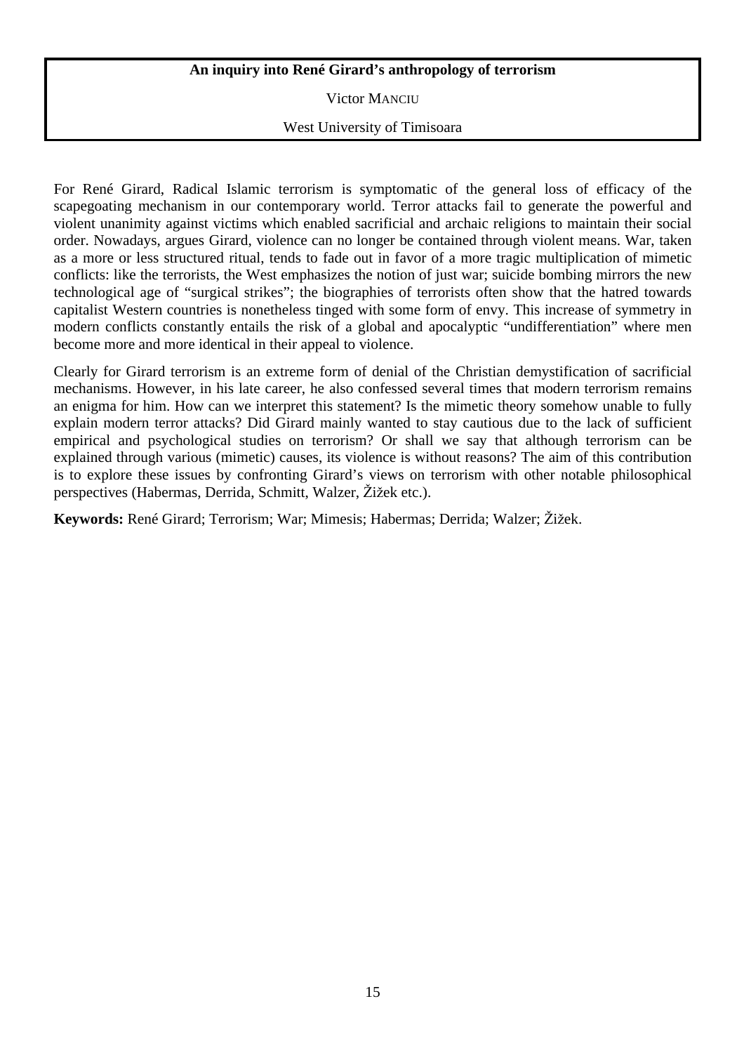# An inquiry into René Girard's anthropology of terrorism

Victor MANCIU

West University of Timisoara

For René Girard, Radical Islamic terrorism is symptomatic of the general loss of efficacy of the scapegoating mechanism in our contemporary world. Terror attacks fail to generate the powerful and violent unanimity against victims which enabled sacrificial and archaic religions to maintain their social order. Nowadays, argues Girard, violence can no longer be contained through violent means. War, taken as a more or less structured ritual, tends to fade out in favor of a more tragic multiplication of mimetic conflicts: like the terrorists, the West emphasizes the notion of just war; suicide bombing mirrors the new technological age of "surgical strikes"; the biographies of terrorists often show that the hatred towards capitalist Western countries is nonetheless tinged with some form of envy. This increase of symmetry in modern conflicts constantly entails the risk of a global and apocalyptic "undifferentiation" where men become more and more identical in their appeal to violence.

Clearly for Girard terrorism is an extreme form of denial of the Christian demystification of sacrificial mechanisms. However, in his late career, he also confessed several times that modern terrorism remains an enigma for him. How can we interpret this statement? Is the mimetic theory somehow unable to fully explain modern terror attacks? Did Girard mainly wanted to stay cautious due to the lack of sufficient empirical and psychological studies on terrorism? Or shall we say that although terrorism can be explained through various (mimetic) causes, its violence is without reasons? The aim of this contribution is to explore these issues by confronting Girard's views on terrorism with other notable philosophical perspectives (Habermas, Derrida, Schmitt, Walzer, Žižek etc.).

**Keywords:** René Girard; Terrorism; War; Mimesis; Habermas; Derrida; Walzer; Žižek.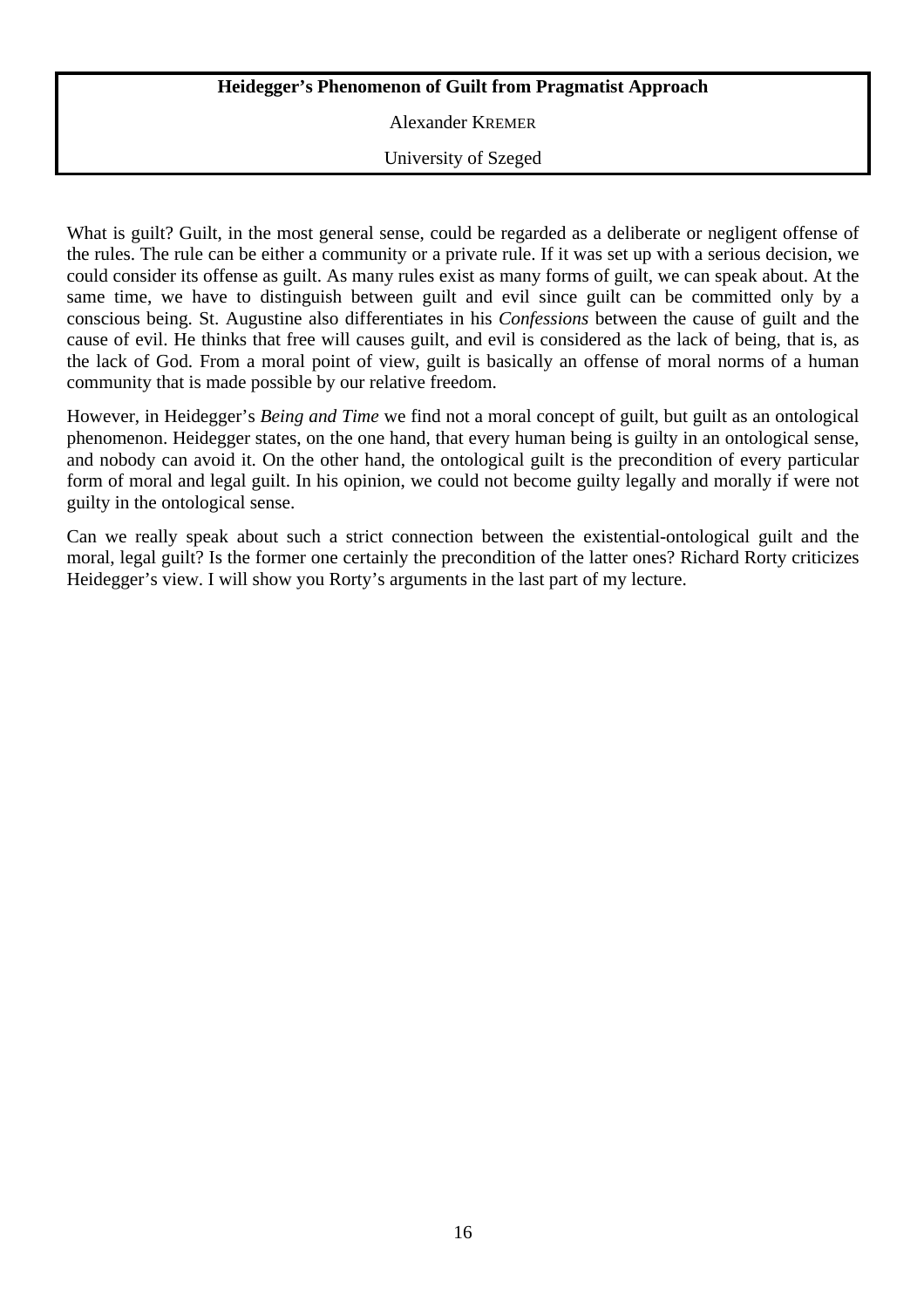**Heidegger's Phenomenon of Guilt from Pragmatist Approach**

Alexander KREMER

University of Szeged

What is guilt? Guilt, in the most general sense, could be regarded as a deliberate or negligent offense of the rules. The rule can be either a community or a private rule. If it was set up with a serious decision, we could consider its offense as guilt. As many rules exist as many forms of guilt, we can speak about. At the same time, we have to distinguish between guilt and evil since guilt can be committed only by a conscious being. St. Augustine also differentiates in his *Confessions* between the cause of guilt and the cause of evil. He thinks that free will causes guilt, and evil is considered as the lack of being, that is, as the lack of God. From a moral point of view, guilt is basically an offense of moral norms of a human community that is made possible by our relative freedom.

However, in Heidegger's *Being and Time* we find not a moral concept of guilt, but guilt as an ontological phenomenon. Heidegger states, on the one hand, that every human being is guilty in an ontological sense, and nobody can avoid it. On the other hand, the ontological guilt is the precondition of every particular form of moral and legal guilt. In his opinion, we could not become guilty legally and morally if were not guilty in the ontological sense.

Can we really speak about such a strict connection between the existential-ontological guilt and the moral, legal guilt? Is the former one certainly the precondition of the latter ones? Richard Rorty criticizes Heidegger's view. I will show you Rorty's arguments in the last part of my lecture.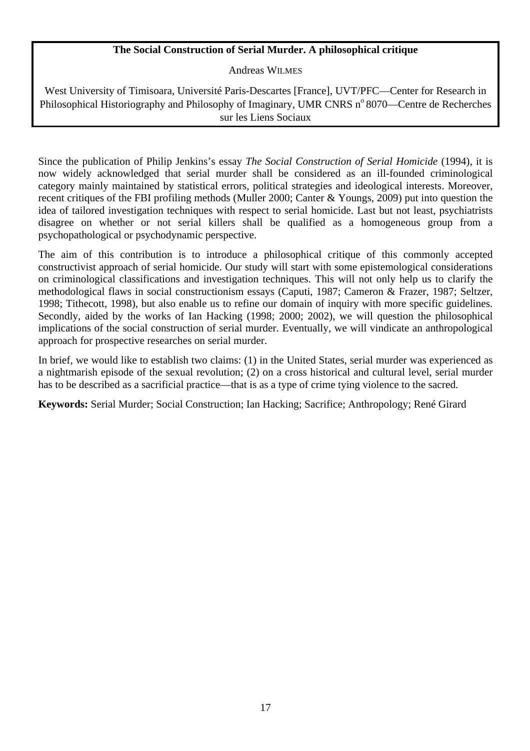**The Social Construction of Serial Murder. A philosophical critique**

Andreas WILMES

West University of Timisoara, Université Paris-Descartes [France], UVT/PFC—Center for Research in Philosophical Historiography and Philosophy of Imaginary, UMR CNRS n° 8070—Centre de Recherches sur les Liens Sociaux

Since the publication of Philip Jenkins's essay *The Social Construction of Serial Homicide* (1994), it is now widely acknowledged that serial murder shall be considered as an ill-founded criminological category mainly maintained by statistical errors, political strategies and ideological interests. Moreover, recent critiques of the FBI profiling methods (Muller 2000; Canter & Youngs, 2009) put into question the idea of tailored investigation techniques with respect to serial homicide. Last but not least, psychiatrists disagree on whether or not serial killers shall be qualified as a homogeneous group from a psychopathological or psychodynamic perspective.

The aim of this contribution is to introduce a philosophical critique of this commonly accepted constructivist approach of serial homicide. Our study will start with some epistemological considerations on criminological classifications and investigation techniques. This will not only help us to clarify the methodological flaws in social constructionism essays (Caputi, 1987; Cameron & Frazer, 1987; Seltzer, 1998; Tithecott, 1998), but also enable us to refine our domain of inquiry with more specific guidelines. Secondly, aided by the works of Ian Hacking (1998; 2000; 2002), we will question the philosophical implications of the social construction of serial murder. Eventually, we will vindicate an anthropological approach for prospective researches on serial murder.

In brief, we would like to establish two claims: (1) in the United States, serial murder was experienced as a nightmarish episode of the sexual revolution; (2) on a cross historical and cultural level, serial murder has to be described as a sacrificial practice—that is as a type of crime tying violence to the sacred.

**Keywords:** Serial Murder; Social Construction; Ian Hacking; Sacrifice; Anthropology; René Girard